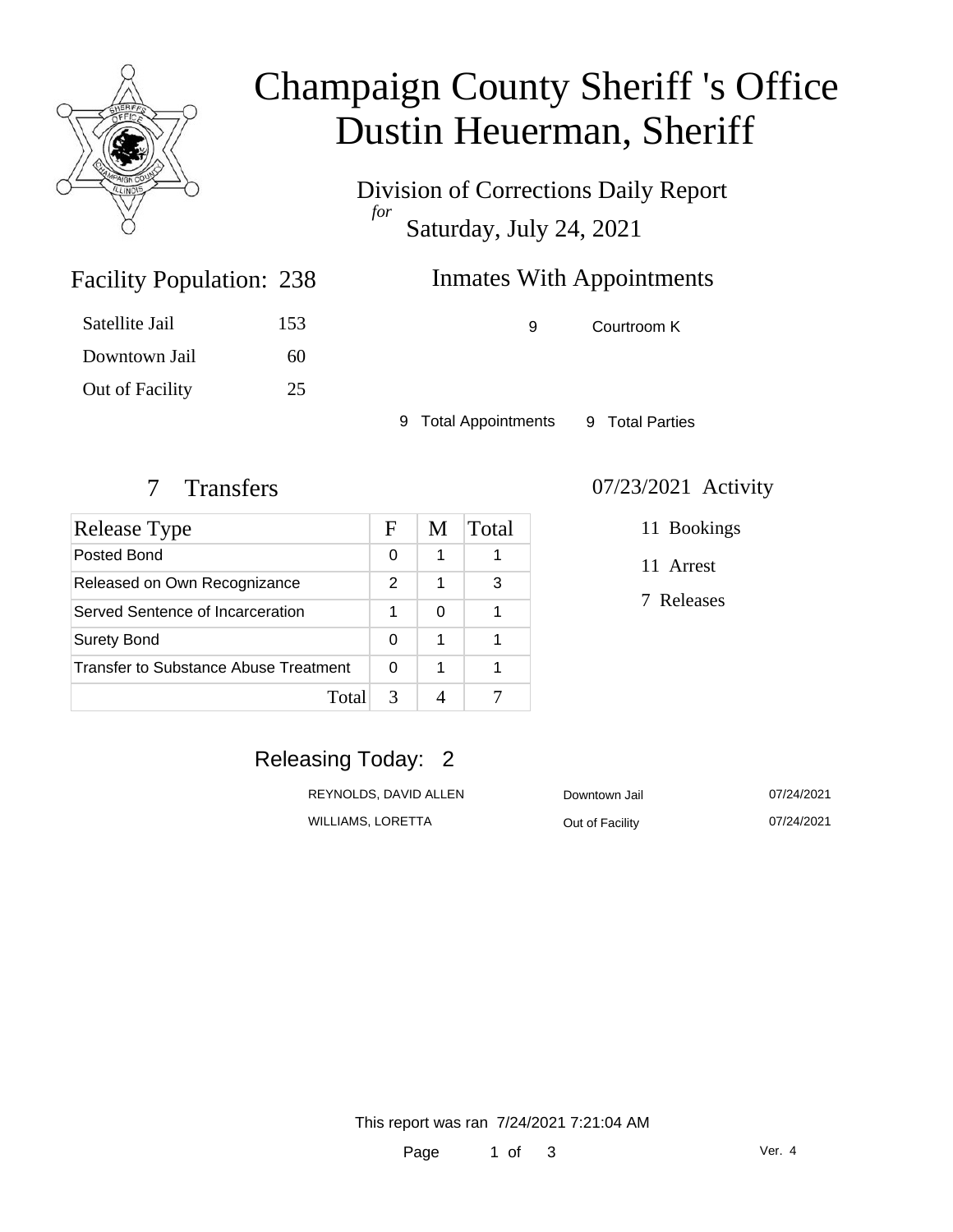# Champaign County Sheriff 's Office
# Dustin Heuerman, Sheriff

Division of Corrections Daily Report
*for*
Saturday, July 24, 2021

## Facility Population: 238

| | |
|---|---|
| Satellite Jail | 153 |
| Downtown Jail | 60 |
| Out of Facility | 25 |

## Inmates With Appointments

| | |
|---|---|
| 9 | Courtroom K |

9 Total Appointments    9 Total Parties

## 7 Transfers

| Release Type | F | M | Total |
|---|---|---|---|
| Posted Bond | 0 | 1 | 1 |
| Released on Own Recognizance | 2 | 1 | 3 |
| Served Sentence of Incarceration | 1 | 0 | 1 |
| Surety Bond | 0 | 1 | 1 |
| Transfer to Substance Abuse Treatment | 0 | 1 | 1 |
| Total | 3 | 4 | 7 |

## 07/23/2021 Activity

11 Bookings

11 Arrest

7 Releases

## Releasing Today: 2

| | | |
|---|---|---|
| REYNOLDS, DAVID ALLEN | Downtown Jail | 07/24/2021 |
| WILLIAMS, LORETTA | Out of Facility | 07/24/2021 |

This report was ran 7/24/2021 7:21:04 AM

Ver. 4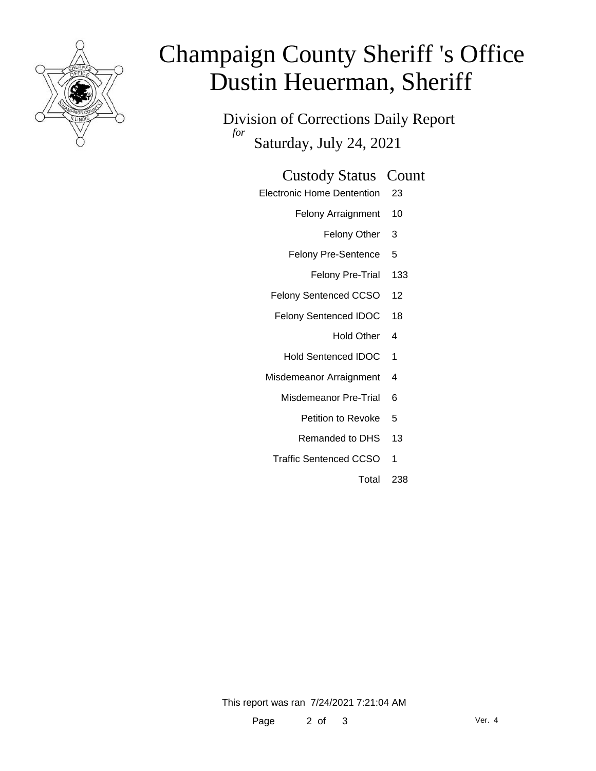# Champaign County Sheriff 's Office
# Dustin Heuerman, Sheriff

Division of Corrections Daily Report

*for*

Saturday, July 24, 2021

| Custody Status | Count |
|---|---|
| Electronic Home Dentention | 23 |
| Felony Arraignment | 10 |
| Felony Other | 3 |
| Felony Pre-Sentence | 5 |
| Felony Pre-Trial | 133 |
| Felony Sentenced CCSO | 12 |
| Felony Sentenced IDOC | 18 |
| Hold Other | 4 |
| Hold Sentenced IDOC | 1 |
| Misdemeanor Arraignment | 4 |
| Misdemeanor Pre-Trial | 6 |
| Petition to Revoke | 5 |
| Remanded to DHS | 13 |
| Traffic Sentenced CCSO | 1 |
| Total | 238 |

This report was ran 7/24/2021 7:21:04 AM

Ver. 4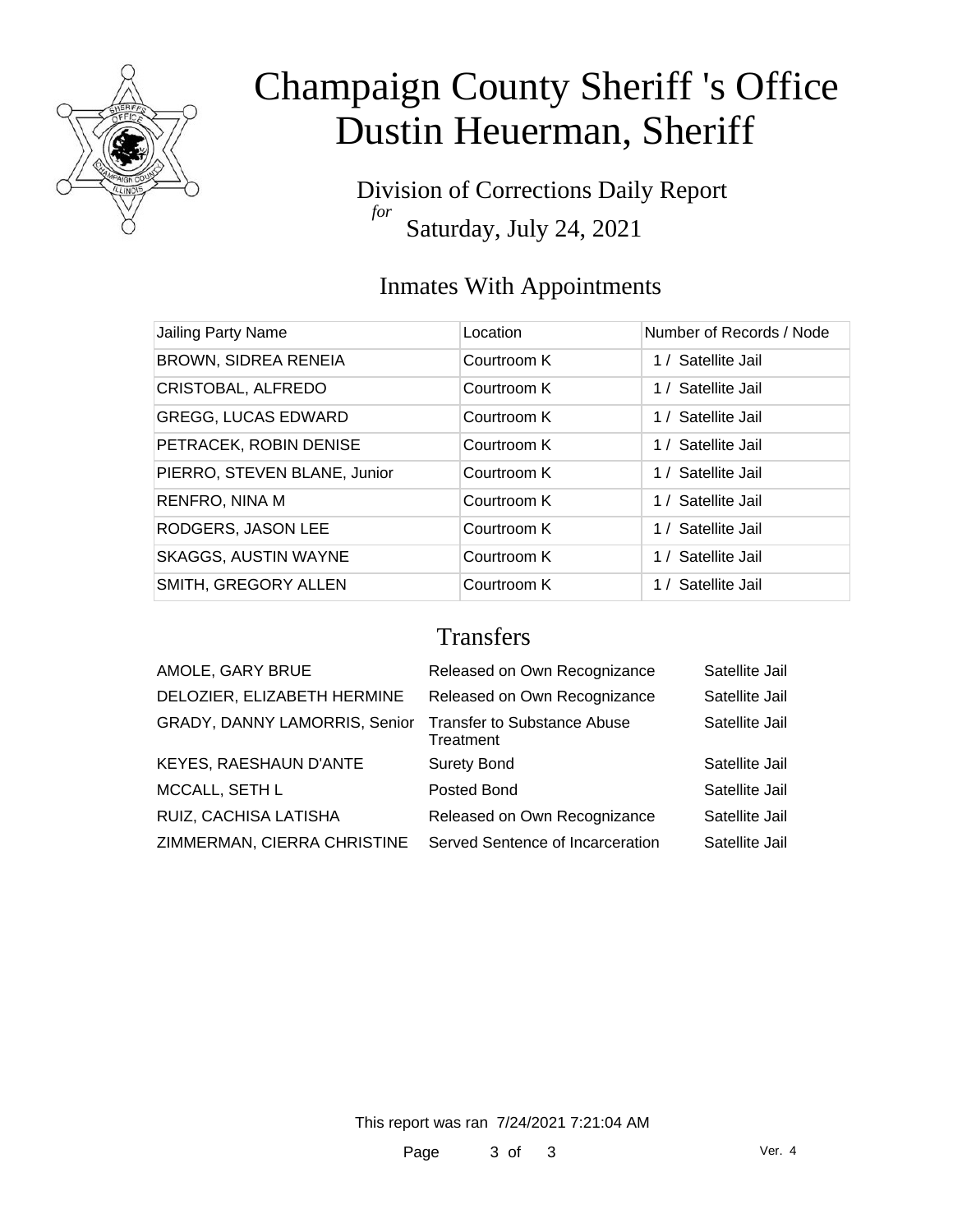# Champaign County Sheriff 's Office
# Dustin Heuerman, Sheriff

Division of Corrections Daily Report
*for*
Saturday, July 24, 2021

## Inmates With Appointments

| Jailing Party Name | Location | Number of Records / Node |
|---|---|---|
| BROWN, SIDREA RENEIA | Courtroom K | 1 / Satellite Jail |
| CRISTOBAL, ALFREDO | Courtroom K | 1 / Satellite Jail |
| GREGG, LUCAS EDWARD | Courtroom K | 1 / Satellite Jail |
| PETRACEK, ROBIN DENISE | Courtroom K | 1 / Satellite Jail |
| PIERRO, STEVEN BLANE, Junior | Courtroom K | 1 / Satellite Jail |
| RENFRO, NINA M | Courtroom K | 1 / Satellite Jail |
| RODGERS, JASON LEE | Courtroom K | 1 / Satellite Jail |
| SKAGGS, AUSTIN WAYNE | Courtroom K | 1 / Satellite Jail |
| SMITH, GREGORY ALLEN | Courtroom K | 1 / Satellite Jail |

## Transfers

| | | |
|---|---|---|
| AMOLE, GARY BRUE | Released on Own Recognizance | Satellite Jail |
| DELOZIER, ELIZABETH HERMINE | Released on Own Recognizance | Satellite Jail |
| GRADY, DANNY LAMORRIS, Senior | Transfer to Substance Abuse Treatment | Satellite Jail |
| KEYES, RAESHAUN D'ANTE | Surety Bond | Satellite Jail |
| MCCALL, SETH L | Posted Bond | Satellite Jail |
| RUIZ, CACHISA LATISHA | Released on Own Recognizance | Satellite Jail |
| ZIMMERMAN, CIERRA CHRISTINE | Served Sentence of Incarceration | Satellite Jail |

This report was ran 7/24/2021 7:21:04 AM